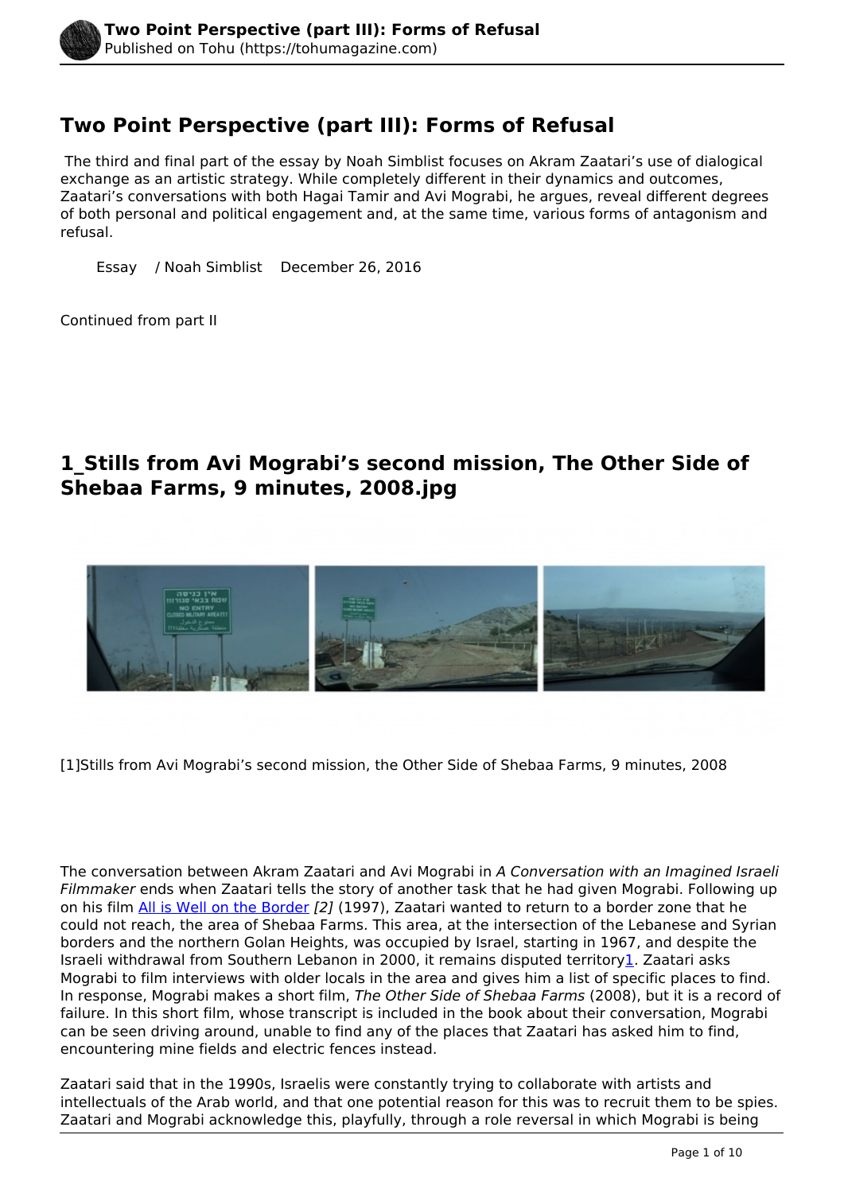# Two Point Perspective (part III): Forms of Refusal

The third and final part of the essay by Noah Simblist focuses on Akram Zaatari's use of dialogical exchange as an artistic strategy. While completely different in their dynamics and outcomes, Zaatari's conversations with both Hagai Tamir and Avi Mograbi, he argues, reveal different degrees of both personal and political engagement and, at the same time, various forms of antagonism and refusal.

Essay / Noah Simblist December 26, 2016

Continued from part II

## 1_Stills from Avi Mograbi's second mission, The Other Side of Shebaa Farms, 9 minutes, 2008.jpg

[1]Stills from Avi Mograbi's second mission, the Other Side of Shebaa Farms, 9 minutes, 2008

The conversation between Akram Zaatari and Avi Mograbi in *A Conversation with an Imagined Israeli Filmmaker* ends when Zaatari tells the story of another task that he had given Mograbi. Following up on his film All is Well on the Border *[2]* (1997), Zaatari wanted to return to a border zone that he could not reach, the area of Shebaa Farms. This area, at the intersection of the Lebanese and Syrian borders and the northern Golan Heights, was occupied by Israel, starting in 1967, and despite the Israeli withdrawal from Southern Lebanon in 2000, it remains disputed territory[1]. Zaatari asks Mograbi to film interviews with older locals in the area and gives him a list of specific places to find. In response, Mograbi makes a short film, *The Other Side of Shebaa Farms* (2008), but it is a record of failure. In this short film, whose transcript is included in the book about their conversation, Mograbi can be seen driving around, unable to find any of the places that Zaatari has asked him to find, encountering mine fields and electric fences instead.

Zaatari said that in the 1990s, Israelis were constantly trying to collaborate with artists and intellectuals of the Arab world, and that one potential reason for this was to recruit them to be spies. Zaatari and Mograbi acknowledge this, playfully, through a role reversal in which Mograbi is being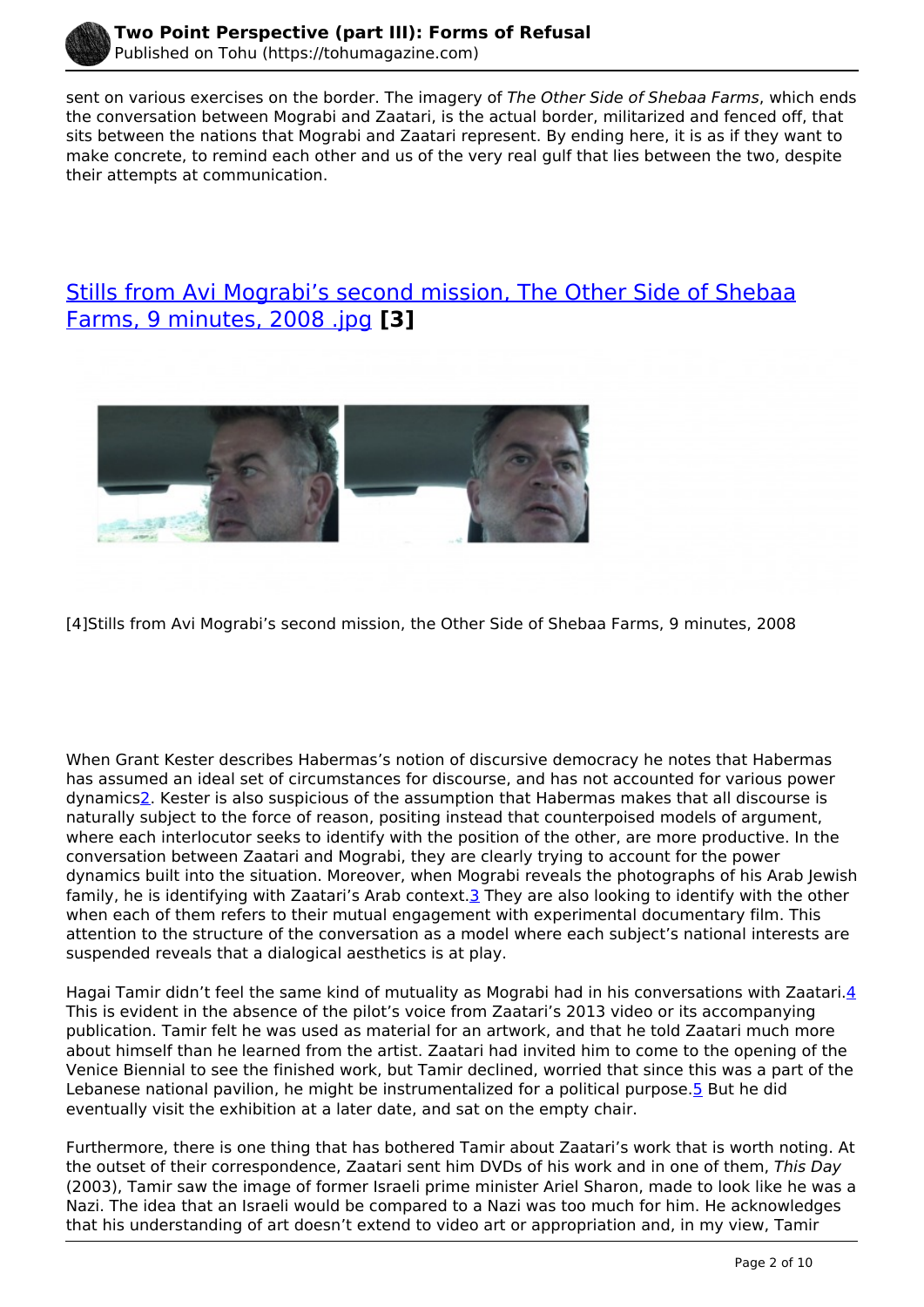sent on various exercises on the border. The imagery of *The Other Side of Shebaa Farms*, which ends the conversation between Mograbi and Zaatari, is the actual border, militarized and fenced off, that sits between the nations that Mograbi and Zaatari represent. By ending here, it is as if they want to make concrete, to remind each other and us of the very real gulf that lies between the two, despite their attempts at communication.

Stills from Avi Mograbi's second mission, The Other Side of Shebaa Farms, 9 minutes, 2008 .jpg **[3]**

[4]Stills from Avi Mograbi's second mission, the Other Side of Shebaa Farms, 9 minutes, 2008

When Grant Kester describes Habermas's notion of discursive democracy he notes that Habermas has assumed an ideal set of circumstances for discourse, and has not accounted for various power dynamics[2]. Kester is also suspicious of the assumption that Habermas makes that all discourse is naturally subject to the force of reason, positing instead that counterpoised models of argument, where each interlocutor seeks to identify with the position of the other, are more productive. In the conversation between Zaatari and Mograbi, they are clearly trying to account for the power dynamics built into the situation. Moreover, when Mograbi reveals the photographs of his Arab Jewish family, he is identifying with Zaatari's Arab context.[3] They are also looking to identify with the other when each of them refers to their mutual engagement with experimental documentary film. This attention to the structure of the conversation as a model where each subject's national interests are suspended reveals that a dialogical aesthetics is at play.

Hagai Tamir didn't feel the same kind of mutuality as Mograbi had in his conversations with Zaatari.[4] This is evident in the absence of the pilot's voice from Zaatari's 2013 video or its accompanying publication. Tamir felt he was used as material for an artwork, and that he told Zaatari much more about himself than he learned from the artist. Zaatari had invited him to come to the opening of the Venice Biennial to see the finished work, but Tamir declined, worried that since this was a part of the Lebanese national pavilion, he might be instrumentalized for a political purpose.[5] But he did eventually visit the exhibition at a later date, and sat on the empty chair.

Furthermore, there is one thing that has bothered Tamir about Zaatari's work that is worth noting. At the outset of their correspondence, Zaatari sent him DVDs of his work and in one of them, *This Day* (2003), Tamir saw the image of former Israeli prime minister Ariel Sharon, made to look like he was a Nazi. The idea that an Israeli would be compared to a Nazi was too much for him. He acknowledges that his understanding of art doesn't extend to video art or appropriation and, in my view, Tamir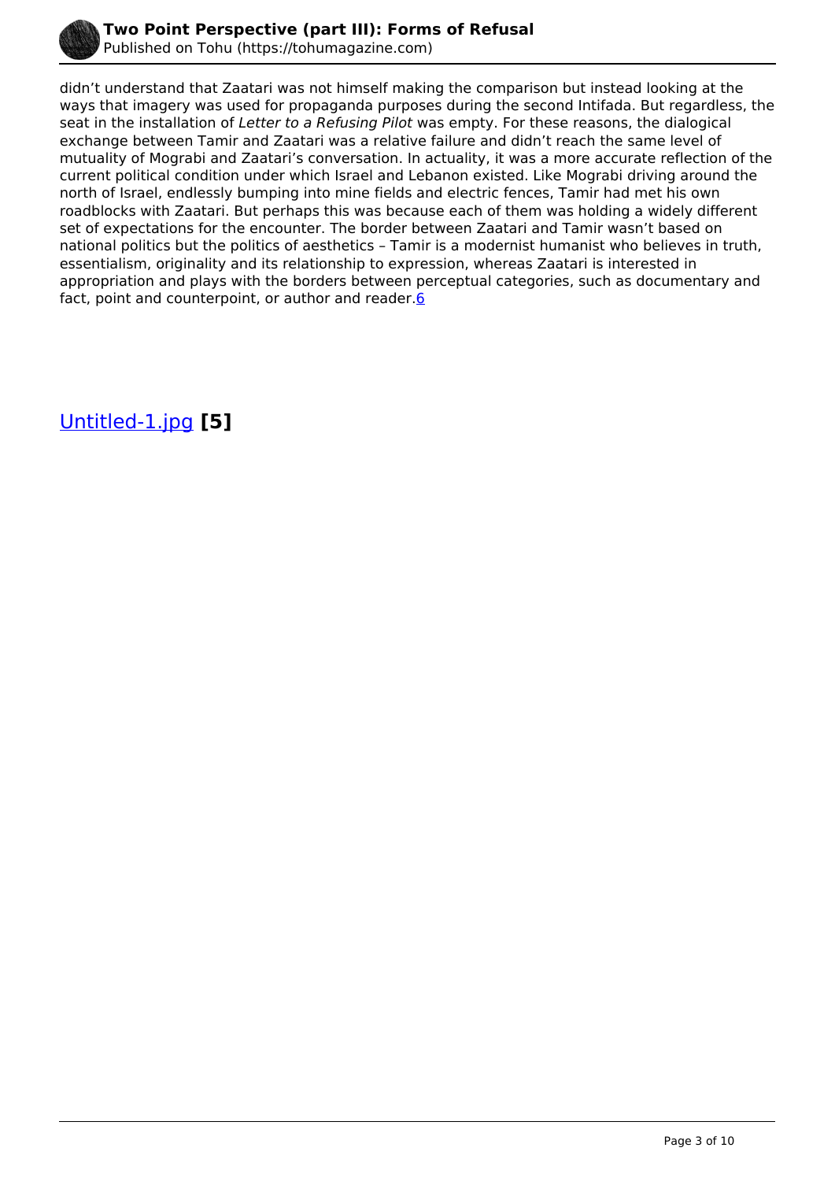didn't understand that Zaatari was not himself making the comparison but instead looking at the ways that imagery was used for propaganda purposes during the second Intifada. But regardless, the seat in the installation of *Letter to a Refusing Pilot* was empty. For these reasons, the dialogical exchange between Tamir and Zaatari was a relative failure and didn't reach the same level of mutuality of Mograbi and Zaatari's conversation. In actuality, it was a more accurate reflection of the current political condition under which Israel and Lebanon existed. Like Mograbi driving around the north of Israel, endlessly bumping into mine fields and electric fences, Tamir had met his own roadblocks with Zaatari. But perhaps this was because each of them was holding a widely different set of expectations for the encounter. The border between Zaatari and Tamir wasn't based on national politics but the politics of aesthetics – Tamir is a modernist humanist who believes in truth, essentialism, originality and its relationship to expression, whereas Zaatari is interested in appropriation and plays with the borders between perceptual categories, such as documentary and fact, point and counterpoint, or author and reader.[6]

Untitled-1.jpg **[5]**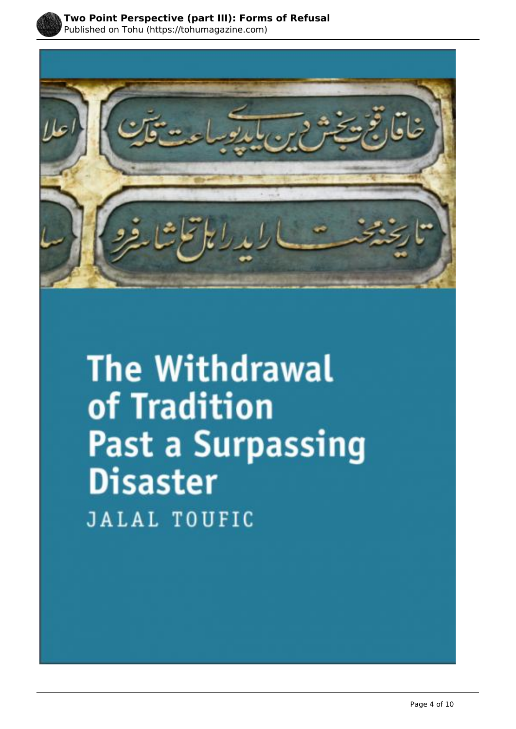The Withdrawal of Tradition Past a Surpassing Disaster

JALAL TOUFIC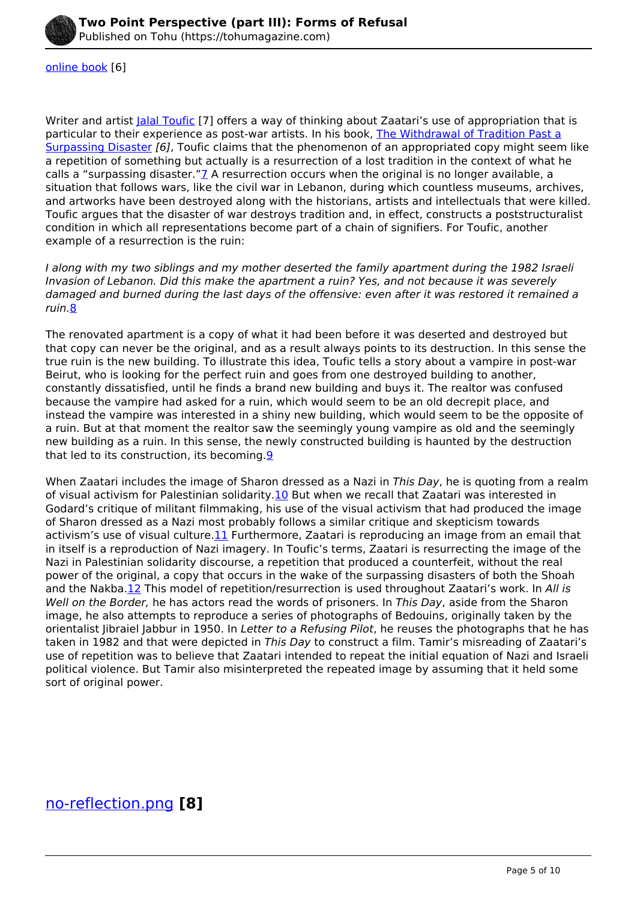[online book](#) [6]

Writer and artist [Jalal Toufic](#) [7] offers a way of thinking about Zaatari's use of appropriation that is particular to their experience as post-war artists. In his book, [The Withdrawal of Tradition Past a Surpassing Disaster](#) *[6]*, Toufic claims that the phenomenon of an appropriated copy might seem like a repetition of something but actually is a resurrection of a lost tradition in the context of what he calls a "surpassing disaster."[7] A resurrection occurs when the original is no longer available, a situation that follows wars, like the civil war in Lebanon, during which countless museums, archives, and artworks have been destroyed along with the historians, artists and intellectuals that were killed. Toufic argues that the disaster of war destroys tradition and, in effect, constructs a poststructuralist condition in which all representations become part of a chain of signifiers. For Toufic, another example of a resurrection is the ruin:

*I along with my two siblings and my mother deserted the family apartment during the 1982 Israeli Invasion of Lebanon. Did this make the apartment a ruin? Yes, and not because it was severely damaged and burned during the last days of the offensive: even after it was restored it remained a ruin.*[8]

The renovated apartment is a copy of what it had been before it was deserted and destroyed but that copy can never be the original, and as a result always points to its destruction. In this sense the true ruin is the new building. To illustrate this idea, Toufic tells a story about a vampire in post-war Beirut, who is looking for the perfect ruin and goes from one destroyed building to another, constantly dissatisfied, until he finds a brand new building and buys it. The realtor was confused because the vampire had asked for a ruin, which would seem to be an old decrepit place, and instead the vampire was interested in a shiny new building, which would seem to be the opposite of a ruin. But at that moment the realtor saw the seemingly young vampire as old and the seemingly new building as a ruin. In this sense, the newly constructed building is haunted by the destruction that led to its construction, its becoming.[9]

When Zaatari includes the image of Sharon dressed as a Nazi in *This Day*, he is quoting from a realm of visual activism for Palestinian solidarity.[10] But when we recall that Zaatari was interested in Godard's critique of militant filmmaking, his use of the visual activism that had produced the image of Sharon dressed as a Nazi most probably follows a similar critique and skepticism towards activism's use of visual culture.[11] Furthermore, Zaatari is reproducing an image from an email that in itself is a reproduction of Nazi imagery. In Toufic's terms, Zaatari is resurrecting the image of the Nazi in Palestinian solidarity discourse, a repetition that produced a counterfeit, without the real power of the original, a copy that occurs in the wake of the surpassing disasters of both the Shoah and the Nakba.[12] This model of repetition/resurrection is used throughout Zaatari's work. In *All is Well on the Border,* he has actors read the words of prisoners. In *This Day*, aside from the Sharon image, he also attempts to reproduce a series of photographs of Bedouins, originally taken by the orientalist Jibraiel Jabbur in 1950. In *Letter to a Refusing Pilot*, he reuses the photographs that he has taken in 1982 and that were depicted in *This Day* to construct a film. Tamir's misreading of Zaatari's use of repetition was to believe that Zaatari intended to repeat the initial equation of Nazi and Israeli political violence. But Tamir also misinterpreted the repeated image by assuming that it held some sort of original power.

## [no-reflection.png](#) **[8]**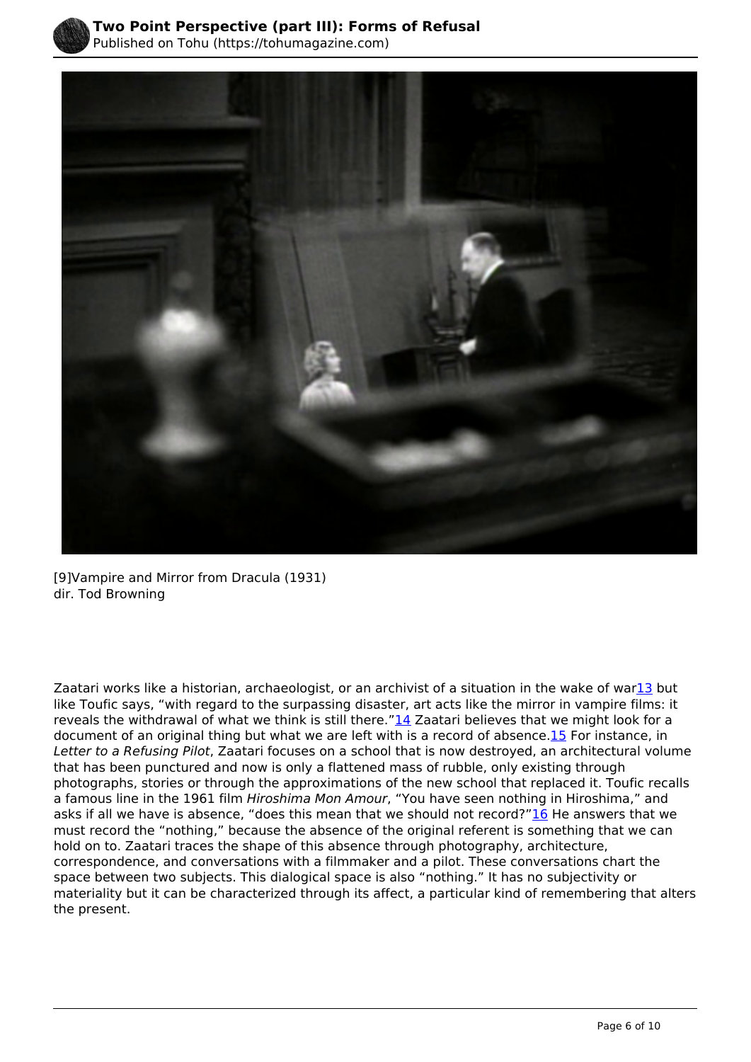[9]Vampire and Mirror from Dracula (1931)
dir. Tod Browning

Zaatari works like a historian, archaeologist, or an archivist of a situation in the wake of war[13] but like Toufic says, “with regard to the surpassing disaster, art acts like the mirror in vampire films: it reveals the withdrawal of what we think is still there.”[14] Zaatari believes that we might look for a document of an original thing but what we are left with is a record of absence.[15] For instance, in *Letter to a Refusing Pilot*, Zaatari focuses on a school that is now destroyed, an architectural volume that has been punctured and now is only a flattened mass of rubble, only existing through photographs, stories or through the approximations of the new school that replaced it. Toufic recalls a famous line in the 1961 film *Hiroshima Mon Amour*, “You have seen nothing in Hiroshima,” and asks if all we have is absence, “does this mean that we should not record?”[16] He answers that we must record the “nothing,” because the absence of the original referent is something that we can hold on to. Zaatari traces the shape of this absence through photography, architecture, correspondence, and conversations with a filmmaker and a pilot. These conversations chart the space between two subjects. This dialogical space is also “nothing.” It has no subjectivity or materiality but it can be characterized through its affect, a particular kind of remembering that alters the present.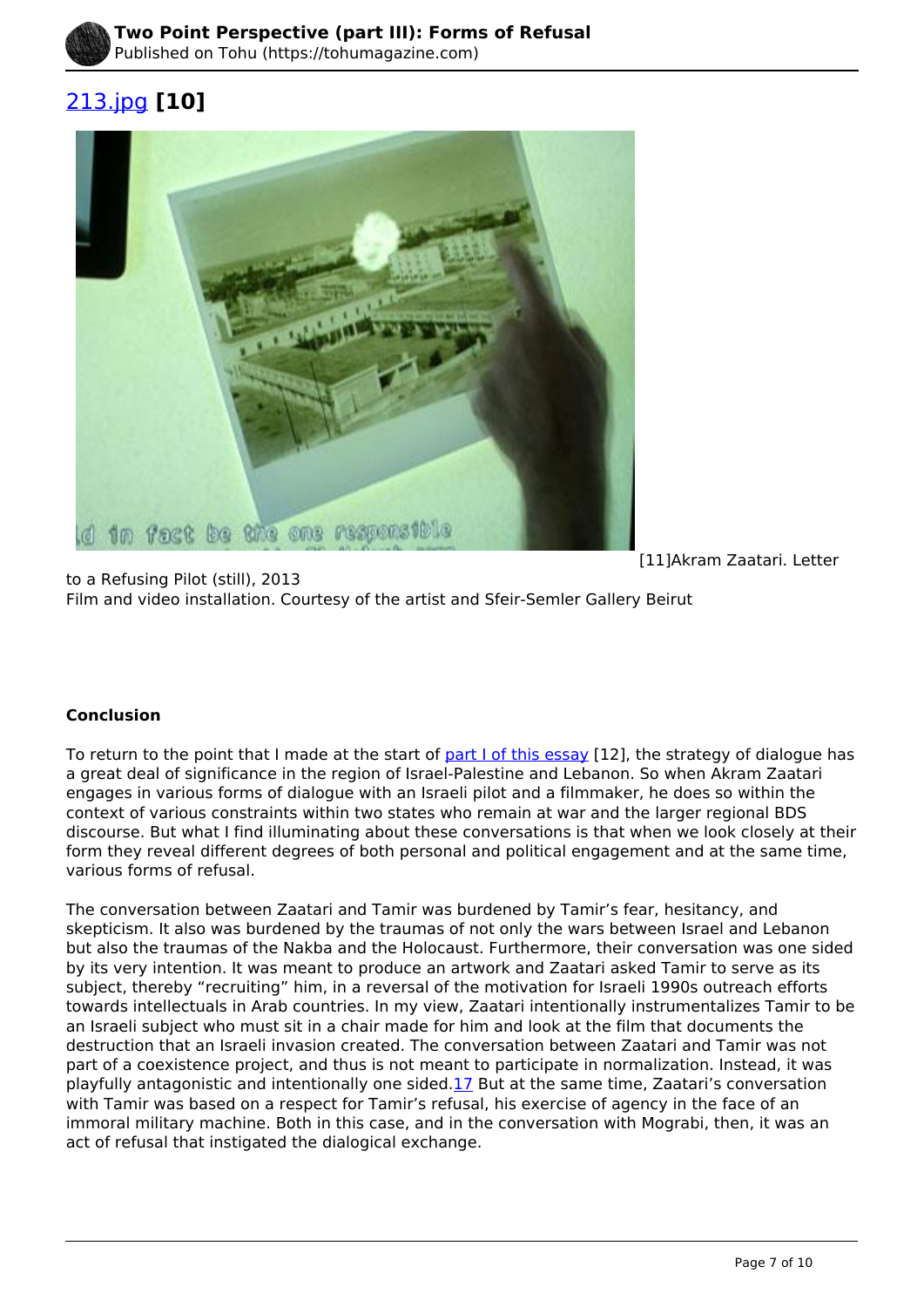213.jpg **[10]**

[11]Akram Zaatari. Letter to a Refusing Pilot (still), 2013
Film and video installation. Courtesy of the artist and Sfeir-Semler Gallery Beirut

**Conclusion**

To return to the point that I made at the start of part I of this essay [12], the strategy of dialogue has a great deal of significance in the region of Israel-Palestine and Lebanon. So when Akram Zaatari engages in various forms of dialogue with an Israeli pilot and a filmmaker, he does so within the context of various constraints within two states who remain at war and the larger regional BDS discourse. But what I find illuminating about these conversations is that when we look closely at their form they reveal different degrees of both personal and political engagement and at the same time, various forms of refusal.

The conversation between Zaatari and Tamir was burdened by Tamir's fear, hesitancy, and skepticism. It also was burdened by the traumas of not only the wars between Israel and Lebanon but also the traumas of the Nakba and the Holocaust. Furthermore, their conversation was one sided by its very intention. It was meant to produce an artwork and Zaatari asked Tamir to serve as its subject, thereby "recruiting" him, in a reversal of the motivation for Israeli 1990s outreach efforts towards intellectuals in Arab countries. In my view, Zaatari intentionally instrumentalizes Tamir to be an Israeli subject who must sit in a chair made for him and look at the film that documents the destruction that an Israeli invasion created. The conversation between Zaatari and Tamir was not part of a coexistence project, and thus is not meant to participate in normalization. Instead, it was playfully antagonistic and intentionally one sided.17 But at the same time, Zaatari's conversation with Tamir was based on a respect for Tamir's refusal, his exercise of agency in the face of an immoral military machine. Both in this case, and in the conversation with Mograbi, then, it was an act of refusal that instigated the dialogical exchange.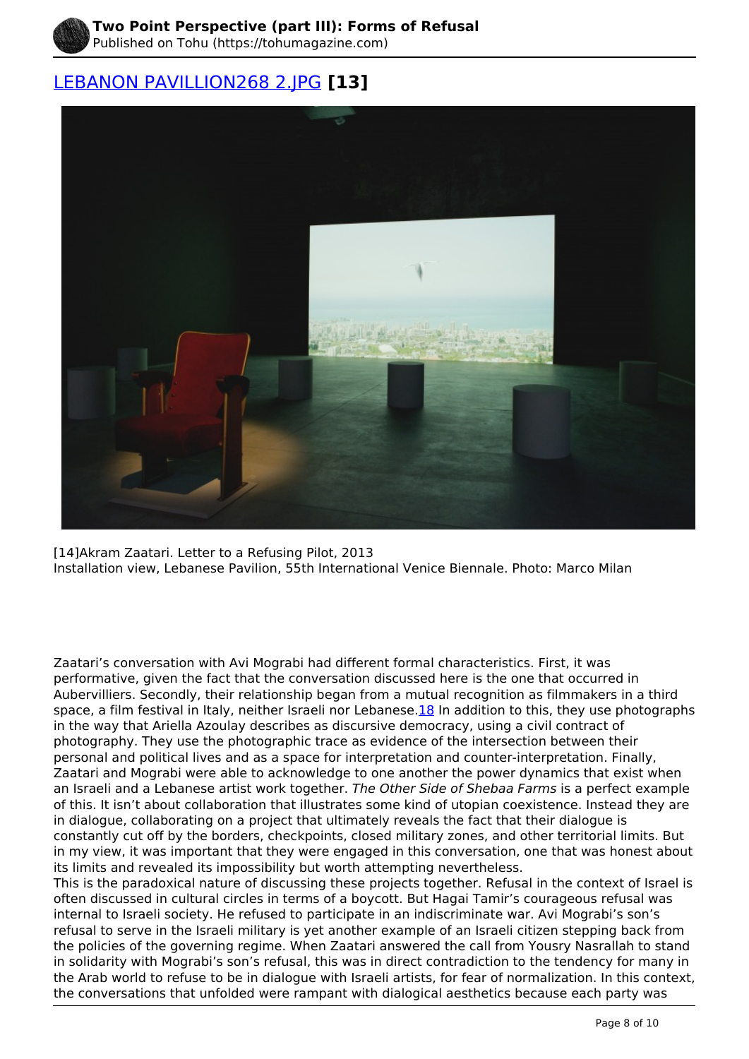[LEBANON PAVILLION268 2.JPG](#) **[13]**

[14]Akram Zaatari. Letter to a Refusing Pilot, 2013
Installation view, Lebanese Pavilion, 55th International Venice Biennale. Photo: Marco Milan

Zaatari's conversation with Avi Mograbi had different formal characteristics. First, it was performative, given the fact that the conversation discussed here is the one that occurred in Aubervilliers. Secondly, their relationship began from a mutual recognition as filmmakers in a third space, a film festival in Italy, neither Israeli nor Lebanese.[18] In addition to this, they use photographs in the way that Ariella Azoulay describes as discursive democracy, using a civil contract of photography. They use the photographic trace as evidence of the intersection between their personal and political lives and as a space for interpretation and counter-interpretation. Finally, Zaatari and Mograbi were able to acknowledge to one another the power dynamics that exist when an Israeli and a Lebanese artist work together. *The Other Side of Shebaa Farms* is a perfect example of this. It isn't about collaboration that illustrates some kind of utopian coexistence. Instead they are in dialogue, collaborating on a project that ultimately reveals the fact that their dialogue is constantly cut off by the borders, checkpoints, closed military zones, and other territorial limits. But in my view, it was important that they were engaged in this conversation, one that was honest about its limits and revealed its impossibility but worth attempting nevertheless.

This is the paradoxical nature of discussing these projects together. Refusal in the context of Israel is often discussed in cultural circles in terms of a boycott. But Hagai Tamir's courageous refusal was internal to Israeli society. He refused to participate in an indiscriminate war. Avi Mograbi's son's refusal to serve in the Israeli military is yet another example of an Israeli citizen stepping back from the policies of the governing regime. When Zaatari answered the call from Yousry Nasrallah to stand in solidarity with Mograbi's son's refusal, this was in direct contradiction to the tendency for many in the Arab world to refuse to be in dialogue with Israeli artists, for fear of normalization. In this context, the conversations that unfolded were rampant with dialogical aesthetics because each party was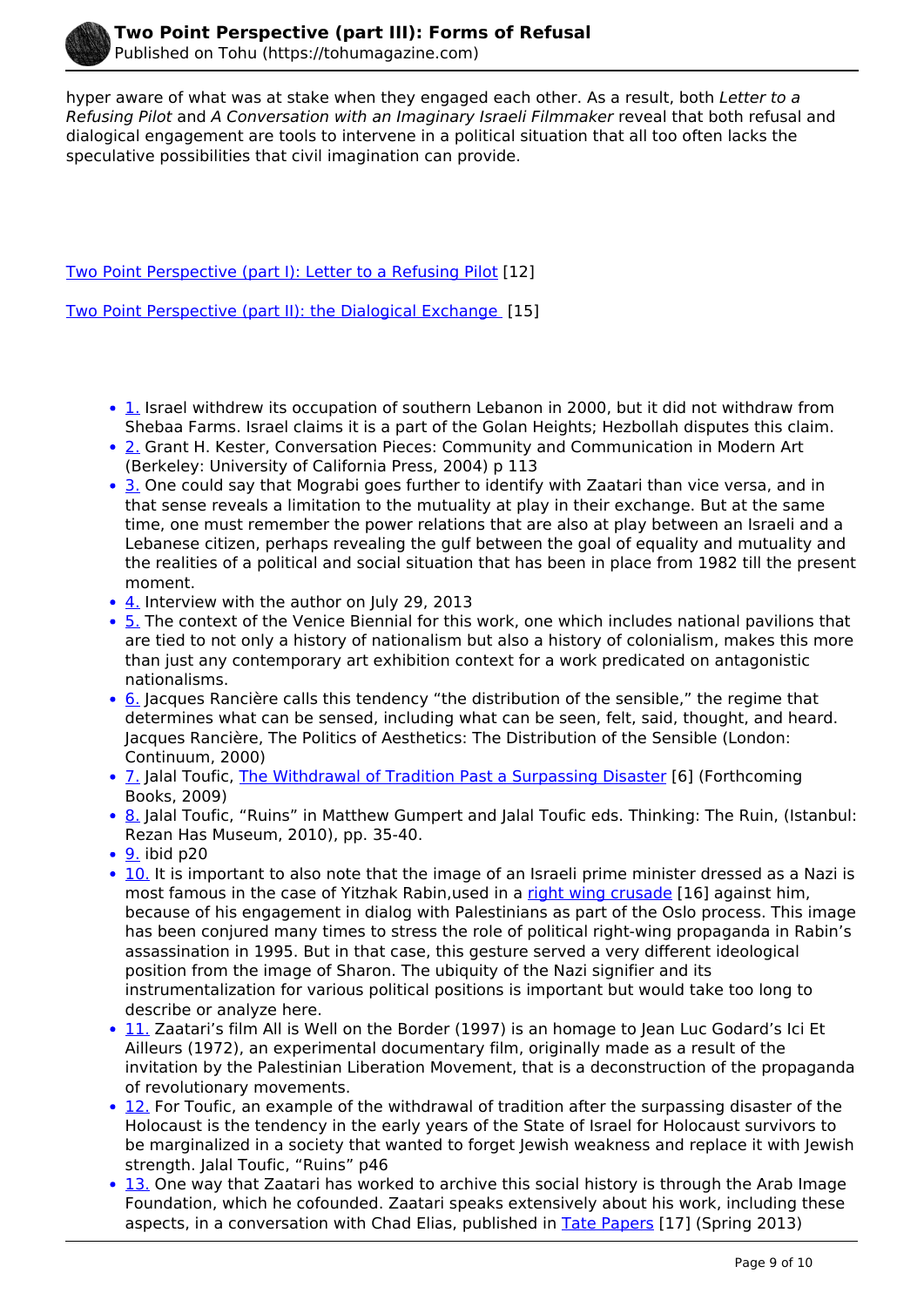hyper aware of what was at stake when they engaged each other. As a result, both *Letter to a Refusing Pilot* and *A Conversation with an Imaginary Israeli Filmmaker* reveal that both refusal and dialogical engagement are tools to intervene in a political situation that all too often lacks the speculative possibilities that civil imagination can provide.

Two Point Perspective (part I): Letter to a Refusing Pilot [12]

Two Point Perspective (part II): the Dialogical Exchange [15]

- 1. Israel withdrew its occupation of southern Lebanon in 2000, but it did not withdraw from Shebaa Farms. Israel claims it is a part of the Golan Heights; Hezbollah disputes this claim.
- 2. Grant H. Kester, Conversation Pieces: Community and Communication in Modern Art (Berkeley: University of California Press, 2004) p 113
- 3. One could say that Mograbi goes further to identify with Zaatari than vice versa, and in that sense reveals a limitation to the mutuality at play in their exchange. But at the same time, one must remember the power relations that are also at play between an Israeli and a Lebanese citizen, perhaps revealing the gulf between the goal of equality and mutuality and the realities of a political and social situation that has been in place from 1982 till the present moment.
- 4. Interview with the author on July 29, 2013
- 5. The context of the Venice Biennial for this work, one which includes national pavilions that are tied to not only a history of nationalism but also a history of colonialism, makes this more than just any contemporary art exhibition context for a work predicated on antagonistic nationalisms.
- 6. Jacques Rancière calls this tendency "the distribution of the sensible," the regime that determines what can be sensed, including what can be seen, felt, said, thought, and heard. Jacques Rancière, The Politics of Aesthetics: The Distribution of the Sensible (London: Continuum, 2000)
- 7. Jalal Toufic, The Withdrawal of Tradition Past a Surpassing Disaster [6] (Forthcoming Books, 2009)
- 8. Jalal Toufic, "Ruins" in Matthew Gumpert and Jalal Toufic eds. Thinking: The Ruin, (Istanbul: Rezan Has Museum, 2010), pp. 35-40.
- 9. ibid p20
- 10. It is important to also note that the image of an Israeli prime minister dressed as a Nazi is most famous in the case of Yitzhak Rabin,used in a right wing crusade [16] against him, because of his engagement in dialog with Palestinians as part of the Oslo process. This image has been conjured many times to stress the role of political right-wing propaganda in Rabin's assassination in 1995. But in that case, this gesture served a very different ideological position from the image of Sharon. The ubiquity of the Nazi signifier and its instrumentalization for various political positions is important but would take too long to describe or analyze here.
- 11. Zaatari's film All is Well on the Border (1997) is an homage to Jean Luc Godard's Ici Et Ailleurs (1972), an experimental documentary film, originally made as a result of the invitation by the Palestinian Liberation Movement, that is a deconstruction of the propaganda of revolutionary movements.
- 12. For Toufic, an example of the withdrawal of tradition after the surpassing disaster of the Holocaust is the tendency in the early years of the State of Israel for Holocaust survivors to be marginalized in a society that wanted to forget Jewish weakness and replace it with Jewish strength. Jalal Toufic, "Ruins" p46
- 13. One way that Zaatari has worked to archive this social history is through the Arab Image Foundation, which he cofounded. Zaatari speaks extensively about his work, including these aspects, in a conversation with Chad Elias, published in Tate Papers [17] (Spring 2013)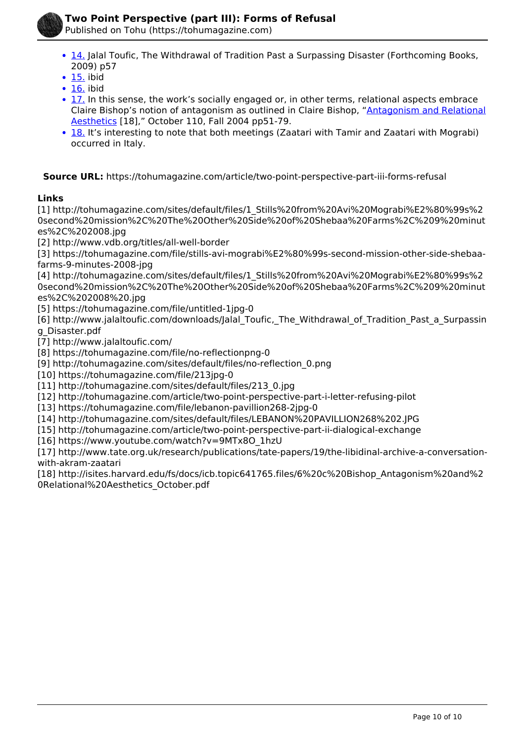- 14. Jalal Toufic, The Withdrawal of Tradition Past a Surpassing Disaster (Forthcoming Books, 2009) p57
- 15. ibid
- 16. ibid
- 17. In this sense, the work's socially engaged or, in other terms, relational aspects embrace Claire Bishop's notion of antagonism as outlined in Claire Bishop, "Antagonism and Relational Aesthetics [18]," October 110, Fall 2004 pp51-79.
- 18. It's interesting to note that both meetings (Zaatari with Tamir and Zaatari with Mograbi) occurred in Italy.

**Source URL:** https://tohumagazine.com/article/two-point-perspective-part-iii-forms-refusal

**Links**

[1] http://tohumagazine.com/sites/default/files/1_Stills%20from%20Avi%20Mograbi%E2%80%99s%20second%20mission%2C%20The%20Other%20Side%20of%20Shebaa%20Farms%2C%209%20minutes%2C%202008.jpg
[2] http://www.vdb.org/titles/all-well-border
[3] https://tohumagazine.com/file/stills-avi-mograbi%E2%80%99s-second-mission-other-side-shebaa-farms-9-minutes-2008-jpg
[4] http://tohumagazine.com/sites/default/files/1_Stills%20from%20Avi%20Mograbi%E2%80%99s%20second%20mission%2C%20The%20Other%20Side%20of%20Shebaa%20Farms%2C%209%20minutes%2C%202008%20.jpg
[5] https://tohumagazine.com/file/untitled-1jpg-0
[6] http://www.jalaltoufic.com/downloads/Jalal_Toufic,_The_Withdrawal_of_Tradition_Past_a_Surpassing_Disaster.pdf
[7] http://www.jalaltoufic.com/
[8] https://tohumagazine.com/file/no-reflectionpng-0
[9] http://tohumagazine.com/sites/default/files/no-reflection_0.png
[10] https://tohumagazine.com/file/213jpg-0
[11] http://tohumagazine.com/sites/default/files/213_0.jpg
[12] http://tohumagazine.com/article/two-point-perspective-part-i-letter-refusing-pilot
[13] https://tohumagazine.com/file/lebanon-pavillion268-2jpg-0
[14] http://tohumagazine.com/sites/default/files/LEBANON%20PAVILLION268%202.JPG
[15] http://tohumagazine.com/article/two-point-perspective-part-ii-dialogical-exchange
[16] https://www.youtube.com/watch?v=9MTx8O_1hzU
[17] http://www.tate.org.uk/research/publications/tate-papers/19/the-libidinal-archive-a-conversation-with-akram-zaatari
[18] http://isites.harvard.edu/fs/docs/icb.topic641765.files/6%20c%20Bishop_Antagonism%20and%20Relational%20Aesthetics_October.pdf